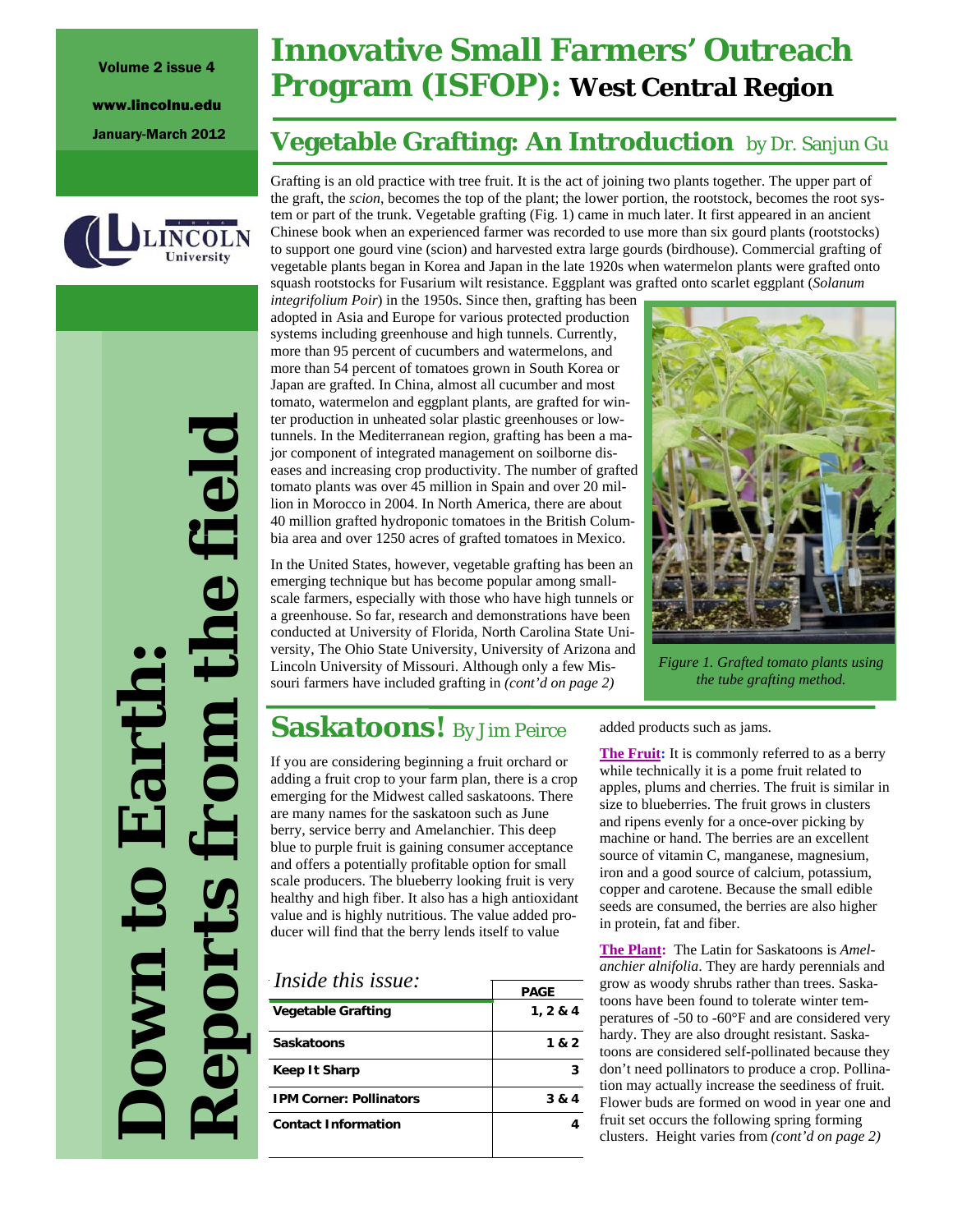Volume 2 issue 4

www.lincolnu.edu

January-March 2012

# Innovative Small Farmers' Outreach Program (ISFOP): West Central Region

**Down to Earth: Reports from the field**

## Vegetable Grafting: An Introduction by Dr. Sanjun Gu

Grafting is an old practice with tree fruit. It is the act of joining two plants together. The upper part of the graft, the *scion*, becomes the top of the plant; the lower portion, the rootstock, becomes the root system or part of the trunk. Vegetable grafting (Fig. 1) came in much later. It first appeared in an ancient Chinese book when an experienced farmer was recorded to use more than six gourd plants (rootstocks) to support one gourd vine (scion) and harvested extra large gourds (birdhouse). Commercial grafting of vegetable plants began in Korea and Japan in the late 1920s when watermelon plants were grafted onto squash rootstocks for Fusarium wilt resistance. Eggplant was grafted onto scarlet eggplant (*Solanum integrifolium Poir*) in the 1950s. Since then, grafting has been adopted in Asia and Europe for various protected production systems including greenhouse and high tunnels. Currently, more than 95 percent of cucumbers and watermelons, and more than 54 percent of tomatoes grown in South Korea or Japan are grafted. In China, almost all cucumber and most tomato, watermelon and eggplant plants, are grafted for winter production in unheated solar plastic greenhouses or low-tunnels. In the Mediterranean region, grafting has been a major component of integrated management on soilborne diseases and increasing crop productivity. The number of grafted tomato plants was over 45 million in Spain and over 20 million in Morocco in 2004. In North America, there are about 40 million grafted hydroponic tomatoes in the British Columbia area and over 1250 acres of grafted tomatoes in Mexico.

In the United States, however, vegetable grafting has been an emerging technique but has become popular among small-scale farmers, especially with those who have high tunnels or a greenhouse. So far, research and demonstrations have been conducted at University of Florida, North Carolina State University, The Ohio State University, University of Arizona and Lincoln University of Missouri. Although only a few Missouri farmers have included grafting in *(cont'd on page 2)*

*Figure 1. Grafted tomato plants using the tube grafting method.*

## Saskatoons! By Jim Peirce

If you are considering beginning a fruit orchard or adding a fruit crop to your farm plan, there is a crop emerging for the Midwest called saskatoons. There are many names for the saskatoon such as June berry, service berry and Amelanchier. This deep blue to purple fruit is gaining consumer acceptance and offers a potentially profitable option for small scale producers. The blueberry looking fruit is very healthy and high fiber. It also has a high antioxidant value and is highly nutritious. The value added producer will find that the berry lends itself to value added products such as jams.

**The Fruit:** It is commonly referred to as a berry while technically it is a pome fruit related to apples, plums and cherries. The fruit is similar in size to blueberries. The fruit grows in clusters and ripens evenly for a once-over picking by machine or hand. The berries are an excellent source of vitamin C, manganese, magnesium, iron and a good source of calcium, potassium, copper and carotene. Because the small edible seeds are consumed, the berries are also higher in protein, fat and fiber.

**The Plant:** The Latin for Saskatoons is *Amelanchier alnifolia*. They are hardy perennials and grow as woody shrubs rather than trees. Saskatoons have been found to tolerate winter temperatures of -50 to -60°F and are considered very hardy. They are also drought resistant. Saskatoons are considered self-pollinated because they don't need pollinators to produce a crop. Pollination may actually increase the seediness of fruit. Flower buds are formed on wood in year one and fruit set occurs the following spring forming clusters. Height varies from *(cont'd on page 2)*

*Inside this issue:*

| | PAGE |
|---|---|
| **Vegetable Grafting** | **1, 2 & 4** |
| **Saskatoons** | **1 & 2** |
| **Keep It Sharp** | **3** |
| **IPM Corner: Pollinators** | **3 & 4** |
| **Contact Information** | **4** |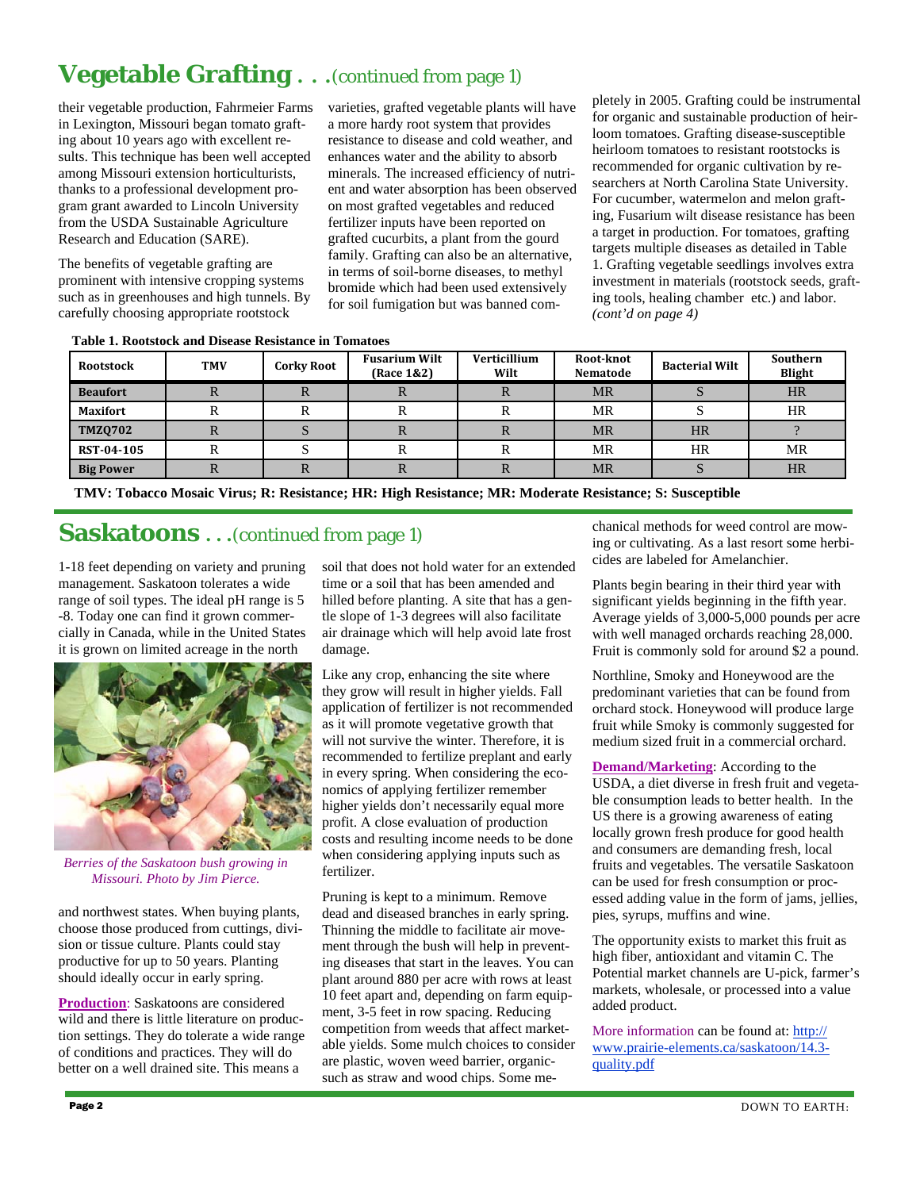# Vegetable Grafting . . .(continued from page 1)

their vegetable production, Fahrmeier Farms in Lexington, Missouri began tomato grafting about 10 years ago with excellent results. This technique has been well accepted among Missouri extension horticulturists, thanks to a professional development program grant awarded to Lincoln University from the USDA Sustainable Agriculture Research and Education (SARE).

The benefits of vegetable grafting are prominent with intensive cropping systems such as in greenhouses and high tunnels. By carefully choosing appropriate rootstock varieties, grafted vegetable plants will have a more hardy root system that provides resistance to disease and cold weather, and enhances water and the ability to absorb minerals. The increased efficiency of nutrient and water absorption has been observed on most grafted vegetables and reduced fertilizer inputs have been reported on grafted cucurbits, a plant from the gourd family. Grafting can also be an alternative, in terms of soil-borne diseases, to methyl bromide which had been used extensively for soil fumigation but was banned completely in 2005. Grafting could be instrumental for organic and sustainable production of heirloom tomatoes. Grafting disease-susceptible heirloom tomatoes to resistant rootstocks is recommended for organic cultivation by researchers at North Carolina State University. For cucumber, watermelon and melon grafting, Fusarium wilt disease resistance has been a target in production. For tomatoes, grafting targets multiple diseases as detailed in Table 1. Grafting vegetable seedlings involves extra investment in materials (rootstock seeds, grafting tools, healing chamber etc.) and labor. *(cont'd on page 4)*

**Table 1. Rootstock and Disease Resistance in Tomatoes**

| Rootstock | TMV | Corky Root | Fusarium Wilt (Race 1&2) | Verticillium Wilt | Root-knot Nematode | Bacterial Wilt | Southern Blight |
|---|---|---|---|---|---|---|---|
| Beaufort | R | R | R | R | MR | S | HR |
| Maxifort | R | R | R | R | MR | S | HR |
| TMZQ702 | R | S | R | R | MR | HR | ? |
| RST-04-105 | R | S | R | R | MR | HR | MR |
| Big Power | R | R | R | R | MR | S | HR |

**TMV: Tobacco Mosaic Virus; R: Resistance; HR: High Resistance; MR: Moderate Resistance; S: Susceptible**

# Saskatoons . . .(continued from page 1)

1-18 feet depending on variety and pruning management. Saskatoon tolerates a wide range of soil types. The ideal pH range is 5-8. Today one can find it grown commercially in Canada, while in the United States it is grown on limited acreage in the north and northwest states. When buying plants, choose those produced from cuttings, division or tissue culture. Plants could stay productive for up to 50 years. Planting should ideally occur in early spring.

*Berries of the Saskatoon bush growing in Missouri. Photo by Jim Pierce.*

**Production**: Saskatoons are considered wild and there is little literature on production settings. They do tolerate a wide range of conditions and practices. They will do better on a well drained site. This means a soil that does not hold water for an extended time or a soil that has been amended and hilled before planting. A site that has a gentle slope of 1-3 degrees will also facilitate air drainage which will help avoid late frost damage.

Like any crop, enhancing the site where they grow will result in higher yields. Fall application of fertilizer is not recommended as it will promote vegetative growth that will not survive the winter. Therefore, it is recommended to fertilize preplant and early in every spring. When considering the economics of applying fertilizer remember higher yields don't necessarily equal more profit. A close evaluation of production costs and resulting income needs to be done when considering applying inputs such as fertilizer.

Pruning is kept to a minimum. Remove dead and diseased branches in early spring. Thinning the middle to facilitate air movement through the bush will help in preventing diseases that start in the leaves. You can plant around 880 per acre with rows at least 10 feet apart and, depending on farm equipment, 3-5 feet in row spacing. Reducing competition from weeds that affect marketable yields. Some mulch choices to consider are plastic, woven weed barrier, organic- such as straw and wood chips. Some mechanical methods for weed control are mowing or cultivating. As a last resort some herbicides are labeled for Amelanchier.

Plants begin bearing in their third year with significant yields beginning in the fifth year. Average yields of 3,000-5,000 pounds per acre with well managed orchards reaching 28,000. Fruit is commonly sold for around $2 a pound.

Northline, Smoky and Honeywood are the predominant varieties that can be found from orchard stock. Honeywood will produce large fruit while Smoky is commonly suggested for medium sized fruit in a commercial orchard.

**Demand/Marketing**: According to the USDA, a diet diverse in fresh fruit and vegetable consumption leads to better health. In the US there is a growing awareness of eating locally grown fresh produce for good health and consumers are demanding fresh, local fruits and vegetables. The versatile Saskatoon can be used for fresh consumption or processed adding value in the form of jams, jellies, pies, syrups, muffins and wine.

The opportunity exists to market this fruit as high fiber, antioxidant and vitamin C. The Potential market channels are U-pick, farmer's markets, wholesale, or processed into a value added product.

More information can be found at: http://www.prairie-elements.ca/saskatoon/14.3-quality.pdf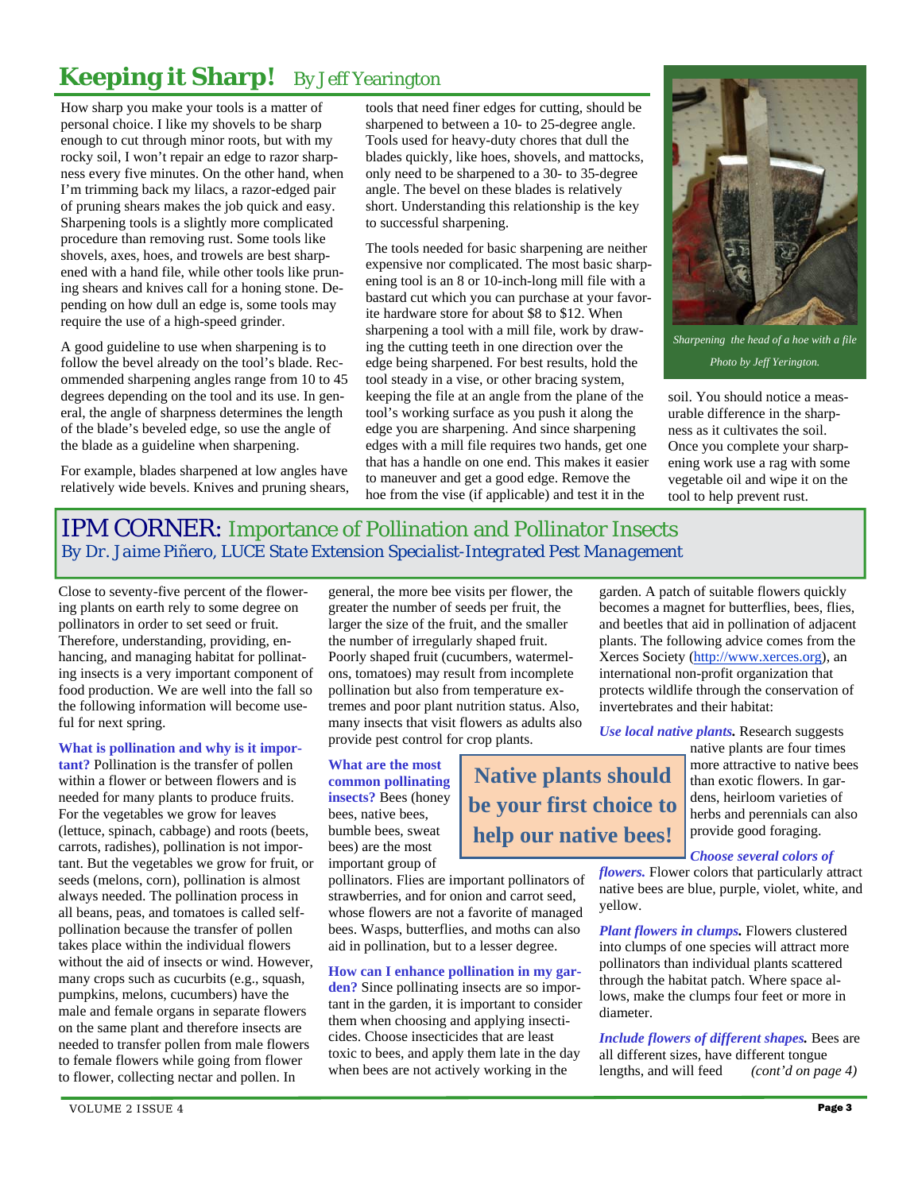# Keeping it Sharp! *By Jeff Yearington*

How sharp you make your tools is a matter of personal choice. I like my shovels to be sharp enough to cut through minor roots, but with my rocky soil, I won't repair an edge to razor sharpness every five minutes. On the other hand, when I'm trimming back my lilacs, a razor-edged pair of pruning shears makes the job quick and easy. Sharpening tools is a slightly more complicated procedure than removing rust. Some tools like shovels, axes, hoes, and trowels are best sharpened with a hand file, while other tools like pruning shears and knives call for a honing stone. Depending on how dull an edge is, some tools may require the use of a high-speed grinder.

A good guideline to use when sharpening is to follow the bevel already on the tool's blade. Recommended sharpening angles range from 10 to 45 degrees depending on the tool and its use. In general, the angle of sharpness determines the length of the blade's beveled edge, so use the angle of the blade as a guideline when sharpening.

For example, blades sharpened at low angles have relatively wide bevels. Knives and pruning shears, tools that need finer edges for cutting, should be sharpened to between a 10- to 25-degree angle. Tools used for heavy-duty chores that dull the blades quickly, like hoes, shovels, and mattocks, only need to be sharpened to a 30- to 35-degree angle. The bevel on these blades is relatively short. Understanding this relationship is the key to successful sharpening.

The tools needed for basic sharpening are neither expensive nor complicated. The most basic sharpening tool is an 8 or 10-inch-long mill file with a bastard cut which you can purchase at your favorite hardware store for about $8 to $12. When sharpening a tool with a mill file, work by drawing the cutting teeth in one direction over the edge being sharpened. For best results, hold the tool steady in a vise, or other bracing system, keeping the file at an angle from the plane of the tool's working surface as you push it along the edge you are sharpening. And since sharpening edges with a mill file requires two hands, get one that has a handle on one end. This makes it easier to maneuver and get a good edge. Remove the hoe from the vise (if applicable) and test it in the soil. You should notice a measurable difference in the sharpness as it cultivates the soil. Once you complete your sharpening work use a rag with some vegetable oil and wipe it on the tool to help prevent rust.

*Sharpening the head of a hoe with a file*

*Photo by Jeff Yerington.*

# IPM CORNER: Importance of Pollination and Pollinator Insects

*By Dr. Jaime Piñero, LUCE State Extension Specialist-Integrated Pest Management*

Close to seventy-five percent of the flowering plants on earth rely to some degree on pollinators in order to set seed or fruit. Therefore, understanding, providing, enhancing, and managing habitat for pollinating insects is a very important component of food production. We are well into the fall so the following information will become useful for next spring.

**What is pollination and why is it important?** Pollination is the transfer of pollen within a flower or between flowers and is needed for many plants to produce fruits. For the vegetables we grow for leaves (lettuce, spinach, cabbage) and roots (beets, carrots, radishes), pollination is not important. But the vegetables we grow for fruit, or seeds (melons, corn), pollination is almost always needed. The pollination process in all beans, peas, and tomatoes is called self-pollination because the transfer of pollen takes place within the individual flowers without the aid of insects or wind. However, many crops such as cucurbits (e.g., squash, pumpkins, melons, cucumbers) have the male and female organs in separate flowers on the same plant and therefore insects are needed to transfer pollen from male flowers to female flowers while going from flower to flower, collecting nectar and pollen. In general, the more bee visits per flower, the greater the number of seeds per fruit, the larger the size of the fruit, and the smaller the number of irregularly shaped fruit. Poorly shaped fruit (cucumbers, watermelons, tomatoes) may result from incomplete pollination but also from temperature extremes and poor plant nutrition status. Also, many insects that visit flowers as adults also provide pest control for crop plants.

**What are the most common pollinating insects?** Bees (honey bees, native bees, bumble bees, sweat bees) are the most important group of pollinators. Flies are important pollinators of strawberries, and for onion and carrot seed, whose flowers are not a favorite of managed bees. Wasps, butterflies, and moths can also aid in pollination, but to a lesser degree.

> **Native plants should be your first choice to help our native bees!**

**How can I enhance pollination in my garden?** Since pollinating insects are so important in the garden, it is important to consider them when choosing and applying insecticides. Choose insecticides that are least toxic to bees, and apply them late in the day when bees are not actively working in the garden. A patch of suitable flowers quickly becomes a magnet for butterflies, bees, flies, and beetles that aid in pollination of adjacent plants. The following advice comes from the Xerces Society (http://www.xerces.org), an international non-profit organization that protects wildlife through the conservation of invertebrates and their habitat:

***Use local native plants.*** Research suggests native plants are four times more attractive to native bees than exotic flowers. In gardens, heirloom varieties of herbs and perennials can also provide good foraging.

***Choose several colors of flowers.*** Flower colors that particularly attract native bees are blue, purple, violet, white, and yellow.

***Plant flowers in clumps.*** Flowers clustered into clumps of one species will attract more pollinators than individual plants scattered through the habitat patch. Where space allows, make the clumps four feet or more in diameter.

***Include flowers of different shapes.*** Bees are all different sizes, have different tongue lengths, and will feed *(cont'd on page 4)*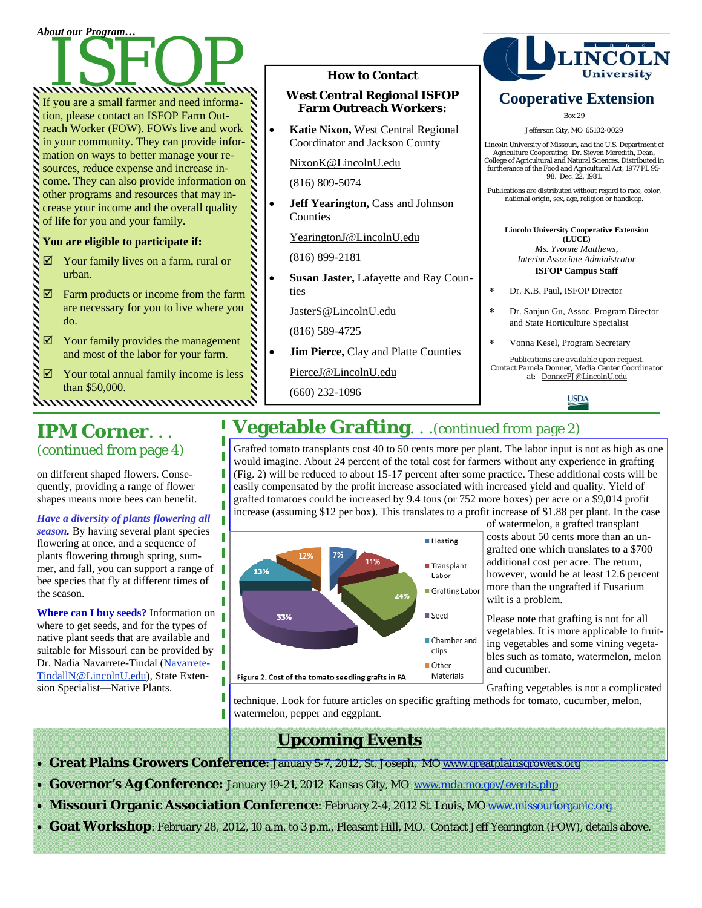*About our Program…*

# ISFOP

If you are a small farmer and need information, please contact an ISFOP Farm Outreach Worker (FOW). FOWs live and work in your community. They can provide information on ways to better manage your resources, reduce expense and increase income. They can also provide information on other programs and resources that may increase your income and the overall quality of life for you and your family.

**You are eligible to participate if:**

- ☑ Your family lives on a farm, rural or urban.
- ☑ Farm products or income from the farm are necessary for you to live where you do.
- ☑ Your family provides the management and most of the labor for your farm.
- ☑ Your total annual family income is less than $50,000.

**How to Contact**

**West Central Regional ISFOP Farm Outreach Workers:**

- **Katie Nixon,** West Central Regional Coordinator and Jackson County
  NixonK@LincolnU.edu
  (816) 809-5074
- **Jeff Yearington,** Cass and Johnson Counties
  YearingtonJ@LincolnU.edu
  (816) 899-2181
- **Susan Jaster,** Lafayette and Ray Counties
  JasterS@LincolnU.edu
  (816) 589-4725
- **Jim Pierce,** Clay and Platte Counties
  PierceJ@LincolnU.edu
  (660) 232-1096

LINCOLN University 1866

## Cooperative Extension

Box 29

Jefferson City, MO 65102-0029

Lincoln University of Missouri, and the U.S. Department of Agriculture Cooperating. Dr. Steven Meredith, Dean, College of Agricultural and Natural Sciences. Distributed in furtherance of the Food and Agricultural Act, 1977 PL 95-98. Dec. 22, 1981.

Publications are distributed without regard to race, color, national origin, sex, age, religion or handicap.

**Lincoln University Cooperative Extension (LUCE)**

*Ms. Yvonne Matthews, Interim Associate Administrator*

**ISFOP Campus Staff**

- \* Dr. K.B. Paul, ISFOP Director
- \* Dr. Sanjun Gu, Assoc. Program Director and State Horticulture Specialist
- \* Vonna Kesel, Program Secretary

Publications are available upon request. Contact Pamela Donner, Media Center Coordinator at: DonnerPJ@LincolnU.edu

USDA

## IPM Corner. . . (continued from page 4)

on different shaped flowers. Consequently, providing a range of flower shapes means more bees can benefit.

***Have a diversity of plants flowering all season.*** By having several plant species flowering at once, and a sequence of plants flowering through spring, summer, and fall, you can support a range of bee species that fly at different times of the season.

**Where can I buy seeds?** Information on where to get seeds, and for the types of native plant seeds that are available and suitable for Missouri can be provided by Dr. Nadia Navarrete-Tindal (Navarrete-TindallN@LincolnU.edu), State Extension Specialist—Native Plants.

## Vegetable Grafting. . .(continued from page 2)

Grafted tomato transplants cost 40 to 50 cents more per plant. The labor input is not as high as one would imagine. About 24 percent of the total cost for farmers without any experience in grafting (Fig. 2) will be reduced to about 15-17 percent after some practice. These additional costs will be easily compensated by the profit increase associated with increased yield and quality. Yield of grafted tomatoes could be increased by 9.4 tons (or 752 more boxes) per acre or a $9,014 profit increase (assuming $12 per box). This translates to a profit increase of $1.88 per plant. In the case of watermelon, a grafted transplant costs about 50 cents more than an ungrafted one which translates to a $700 additional cost per acre. The return, however, would be at least 12.6 percent more than the ungrafted if Fusarium wilt is a problem.

Heating
Transplant Labor
Grafting Labor
Seed
Chamber and clips
Other Materials
7%
11%
24%
33%
13%
12%

Figure 2. Cost of the tomato seedling grafts in PA

Please note that grafting is not for all vegetables. It is more applicable to fruiting vegetables and some vining vegetables such as tomato, watermelon, melon and cucumber.

Grafting vegetables is not a complicated technique. Look for future articles on specific grafting methods for tomato, cucumber, melon, watermelon, pepper and eggplant.

## Upcoming Events

- **Great Plains Growers Conference:** January 5-7, 2012, St. Joseph, MO www.greatplainsgrowers.org
- **Governor's Ag Conference:** January 19-21, 2012 Kansas City, MO www.mda.mo.gov/events.php
- **Missouri Organic Association Conference**: February 2-4, 2012 St. Louis, MO www.missouriorganic.org
- **Goat Workshop**: February 28, 2012, 10 a.m. to 3 p.m., Pleasant Hill, MO. Contact Jeff Yearington (FOW), details above.